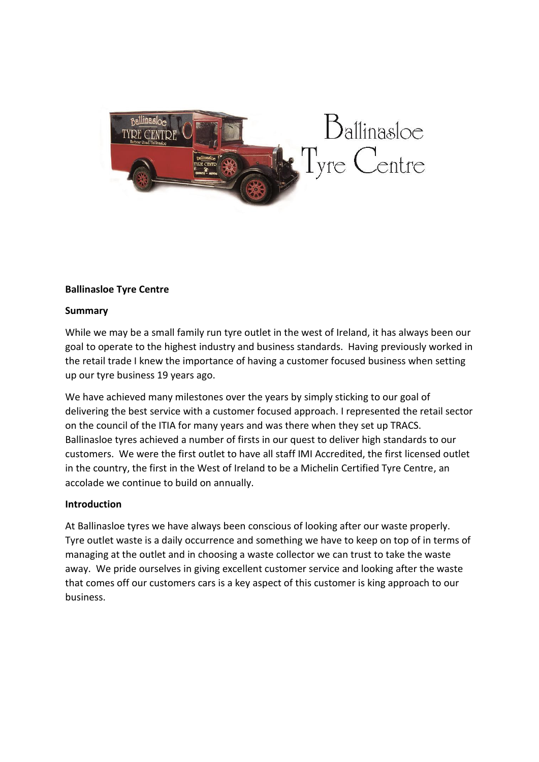Ballinasloe Tyre Centre

**Ballinasloe Tyre Centre**

**Summary**

While we may be a small family run tyre outlet in the west of Ireland, it has always been our goal to operate to the highest industry and business standards. Having previously worked in the retail trade I knew the importance of having a customer focused business when setting up our tyre business 19 years ago.

We have achieved many milestones over the years by simply sticking to our goal of delivering the best service with a customer focused approach. I represented the retail sector on the council of the ITIA for many years and was there when they set up TRACS. Ballinasloe tyres achieved a number of firsts in our quest to deliver high standards to our customers. We were the first outlet to have all staff IMI Accredited, the first licensed outlet in the country, the first in the West of Ireland to be a Michelin Certified Tyre Centre, an accolade we continue to build on annually.

**Introduction**

At Ballinasloe tyres we have always been conscious of looking after our waste properly. Tyre outlet waste is a daily occurrence and something we have to keep on top of in terms of managing at the outlet and in choosing a waste collector we can trust to take the waste away. We pride ourselves in giving excellent customer service and looking after the waste that comes off our customers cars is a key aspect of this customer is king approach to our business.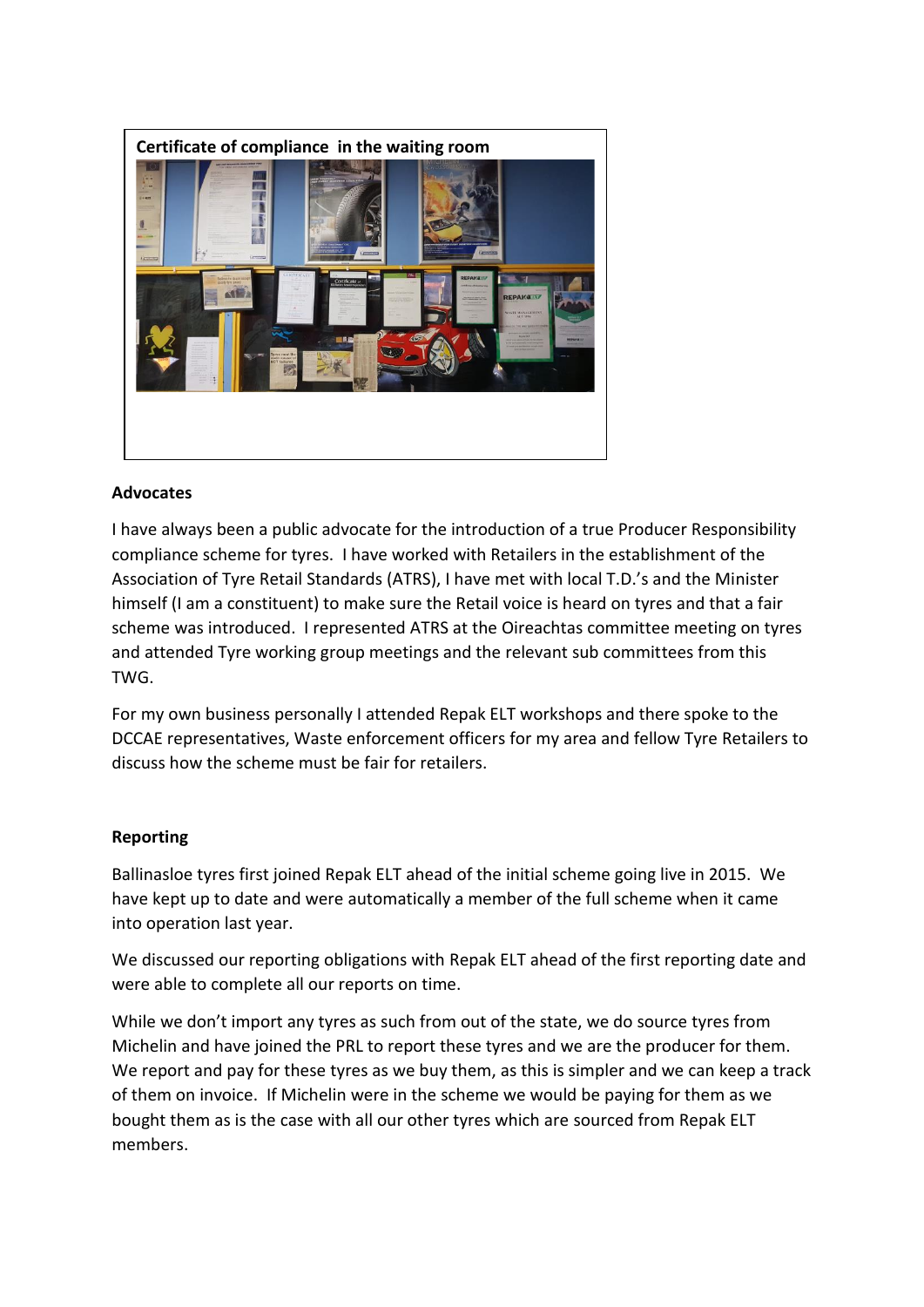**Certificate of compliance in the waiting room**

## Advocates

I have always been a public advocate for the introduction of a true Producer Responsibility compliance scheme for tyres. I have worked with Retailers in the establishment of the Association of Tyre Retail Standards (ATRS), I have met with local T.D.'s and the Minister himself (I am a constituent) to make sure the Retail voice is heard on tyres and that a fair scheme was introduced. I represented ATRS at the Oireachtas committee meeting on tyres and attended Tyre working group meetings and the relevant sub committees from this TWG.

For my own business personally I attended Repak ELT workshops and there spoke to the DCCAE representatives, Waste enforcement officers for my area and fellow Tyre Retailers to discuss how the scheme must be fair for retailers.

## Reporting

Ballinasloe tyres first joined Repak ELT ahead of the initial scheme going live in 2015. We have kept up to date and were automatically a member of the full scheme when it came into operation last year.

We discussed our reporting obligations with Repak ELT ahead of the first reporting date and were able to complete all our reports on time.

While we don't import any tyres as such from out of the state, we do source tyres from Michelin and have joined the PRL to report these tyres and we are the producer for them. We report and pay for these tyres as we buy them, as this is simpler and we can keep a track of them on invoice. If Michelin were in the scheme we would be paying for them as we bought them as is the case with all our other tyres which are sourced from Repak ELT members.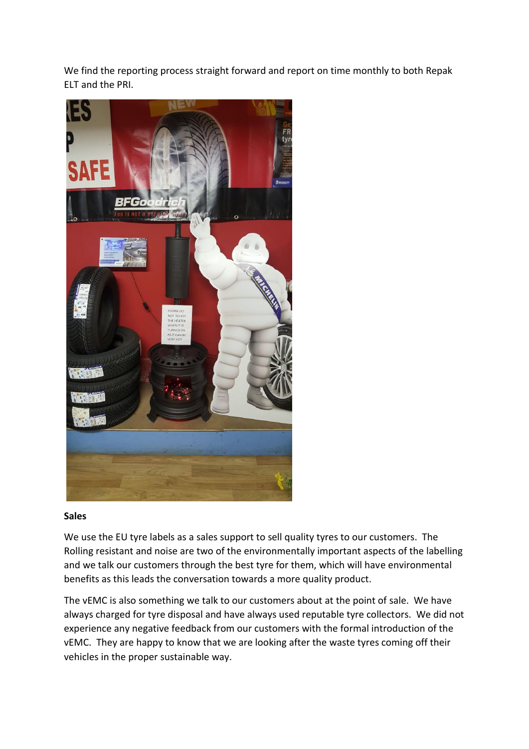We find the reporting process straight forward and report on time monthly to both Repak ELT and the PRI.

**Sales**

We use the EU tyre labels as a sales support to sell quality tyres to our customers. The Rolling resistant and noise are two of the environmentally important aspects of the labelling and we talk our customers through the best tyre for them, which will have environmental benefits as this leads the conversation towards a more quality product.

The vEMC is also something we talk to our customers about at the point of sale. We have always charged for tyre disposal and have always used reputable tyre collectors. We did not experience any negative feedback from our customers with the formal introduction of the vEMC. They are happy to know that we are looking after the waste tyres coming off their vehicles in the proper sustainable way.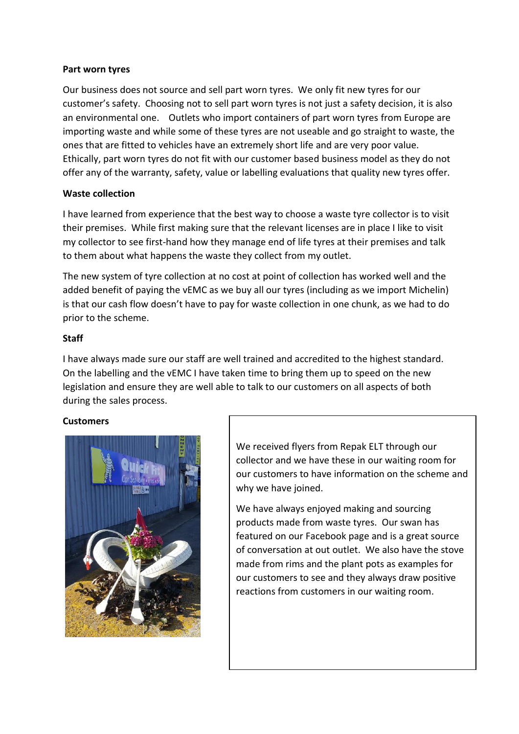**Part worn tyres**

Our business does not source and sell part worn tyres. We only fit new tyres for our customer's safety. Choosing not to sell part worn tyres is not just a safety decision, it is also an environmental one. Outlets who import containers of part worn tyres from Europe are importing waste and while some of these tyres are not useable and go straight to waste, the ones that are fitted to vehicles have an extremely short life and are very poor value. Ethically, part worn tyres do not fit with our customer based business model as they do not offer any of the warranty, safety, value or labelling evaluations that quality new tyres offer.

**Waste collection**

I have learned from experience that the best way to choose a waste tyre collector is to visit their premises. While first making sure that the relevant licenses are in place I like to visit my collector to see first-hand how they manage end of life tyres at their premises and talk to them about what happens the waste they collect from my outlet.

The new system of tyre collection at no cost at point of collection has worked well and the added benefit of paying the vEMC as we buy all our tyres (including as we import Michelin) is that our cash flow doesn't have to pay for waste collection in one chunk, as we had to do prior to the scheme.

**Staff**

I have always made sure our staff are well trained and accredited to the highest standard. On the labelling and the vEMC I have taken time to bring them up to speed on the new legislation and ensure they are well able to talk to our customers on all aspects of both during the sales process.

**Customers**

We received flyers from Repak ELT through our collector and we have these in our waiting room for our customers to have information on the scheme and why we have joined.

We have always enjoyed making and sourcing products made from waste tyres. Our swan has featured on our Facebook page and is a great source of conversation at out outlet. We also have the stove made from rims and the plant pots as examples for our customers to see and they always draw positive reactions from customers in our waiting room.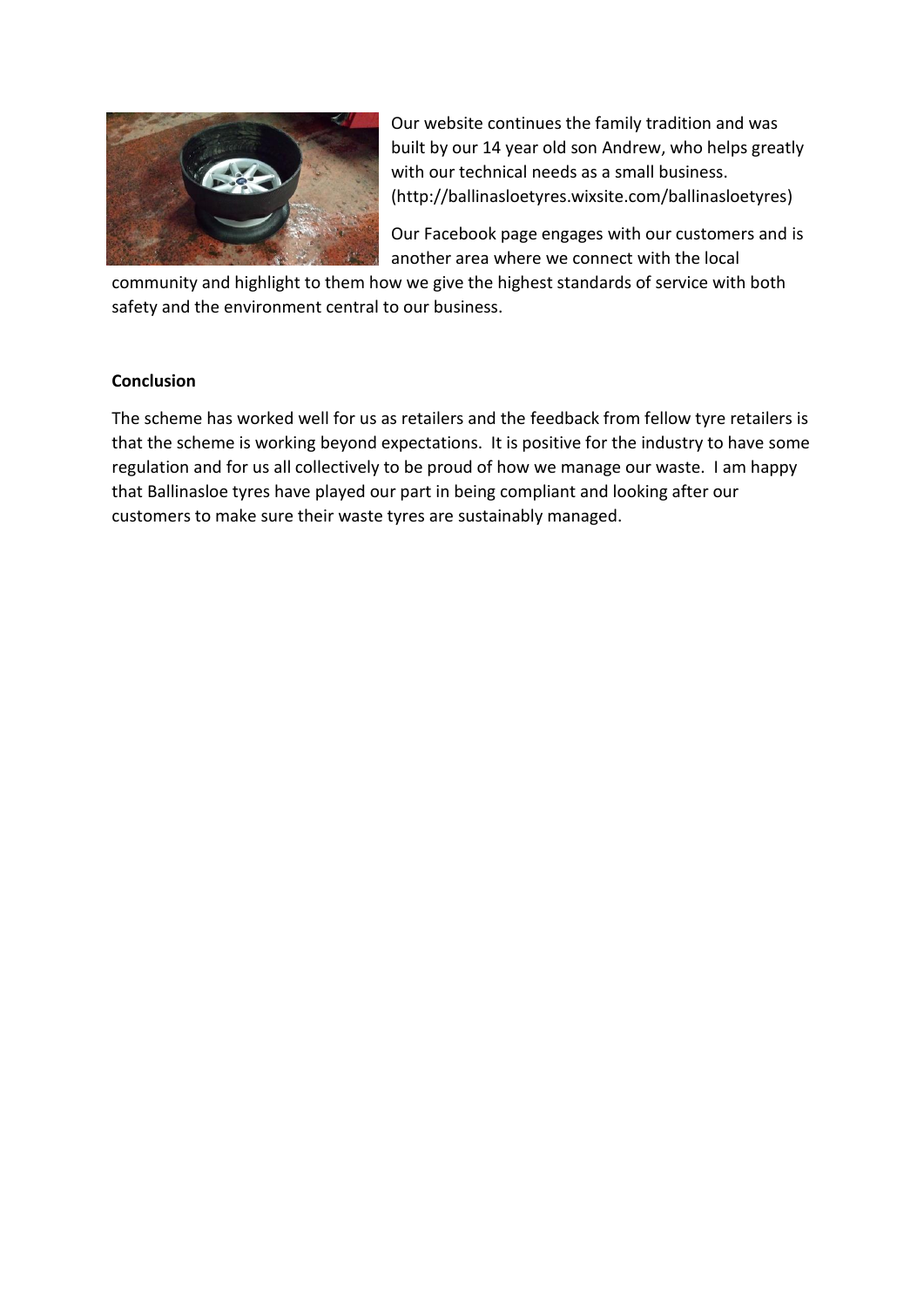Our website continues the family tradition and was built by our 14 year old son Andrew, who helps greatly with our technical needs as a small business. (http://ballinasloetyres.wixsite.com/ballinasloetyres)

Our Facebook page engages with our customers and is another area where we connect with the local community and highlight to them how we give the highest standards of service with both safety and the environment central to our business.

**Conclusion**

The scheme has worked well for us as retailers and the feedback from fellow tyre retailers is that the scheme is working beyond expectations. It is positive for the industry to have some regulation and for us all collectively to be proud of how we manage our waste. I am happy that Ballinasloe tyres have played our part in being compliant and looking after our customers to make sure their waste tyres are sustainably managed.